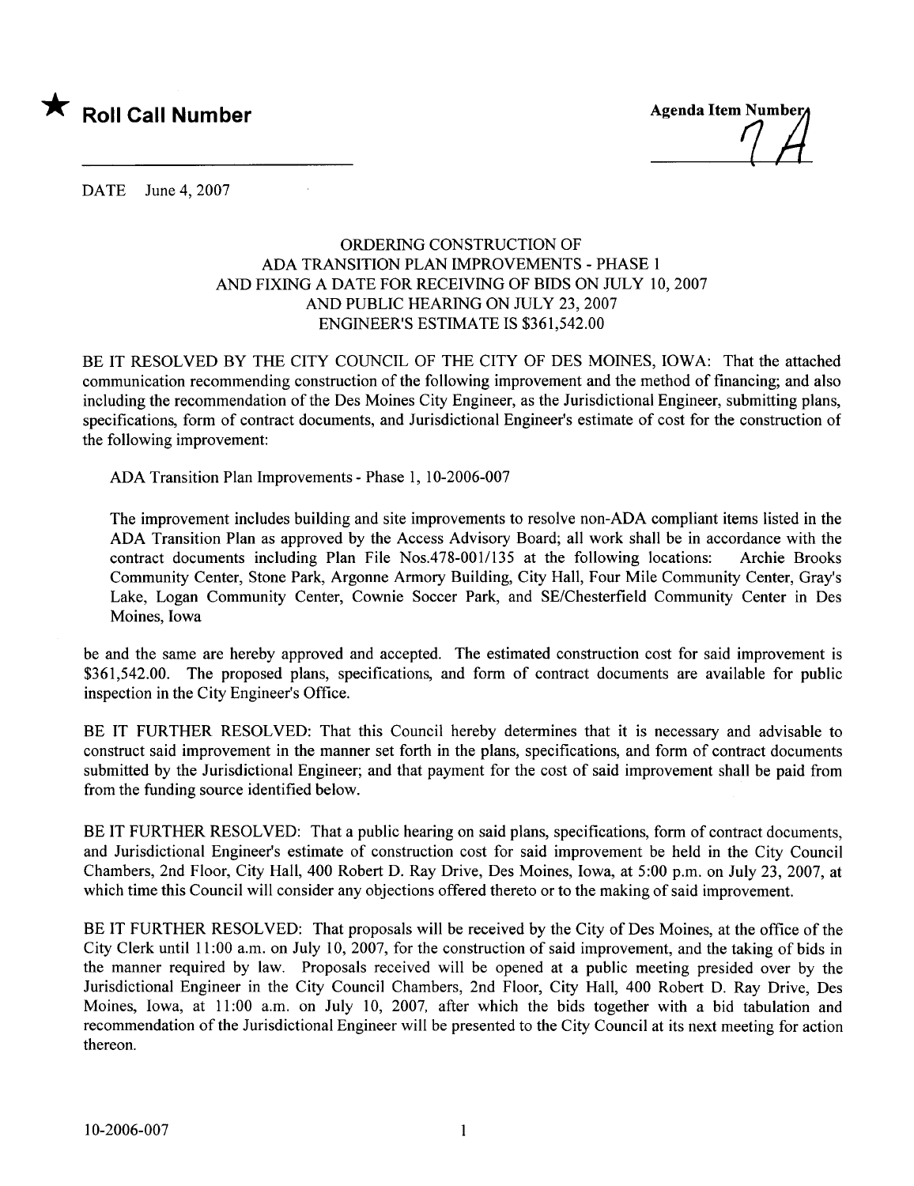★ **Roll Call Number**

**Agenda Item Number** 7A

DATE June 4, 2007

ORDERING CONSTRUCTION OF
ADA TRANSITION PLAN IMPROVEMENTS - PHASE 1
AND FIXING A DATE FOR RECEIVING OF BIDS ON JULY 10, 2007
AND PUBLIC HEARING ON JULY 23, 2007
ENGINEER'S ESTIMATE IS $361,542.00

BE IT RESOLVED BY THE CITY COUNCIL OF THE CITY OF DES MOINES, IOWA: That the attached communication recommending construction of the following improvement and the method of financing; and also including the recommendation of the Des Moines City Engineer, as the Jurisdictional Engineer, submitting plans, specifications, form of contract documents, and Jurisdictional Engineer's estimate of cost for the construction of the following improvement:

ADA Transition Plan Improvements - Phase 1, 10-2006-007

The improvement includes building and site improvements to resolve non-ADA compliant items listed in the ADA Transition Plan as approved by the Access Advisory Board; all work shall be in accordance with the contract documents including Plan File Nos.478-001/135 at the following locations: Archie Brooks Community Center, Stone Park, Argonne Armory Building, City Hall, Four Mile Community Center, Gray's Lake, Logan Community Center, Cownie Soccer Park, and SE/Chesterfield Community Center in Des Moines, Iowa

be and the same are hereby approved and accepted. The estimated construction cost for said improvement is $361,542.00. The proposed plans, specifications, and form of contract documents are available for public inspection in the City Engineer's Office.

BE IT FURTHER RESOLVED: That this Council hereby determines that it is necessary and advisable to construct said improvement in the manner set forth in the plans, specifications, and form of contract documents submitted by the Jurisdictional Engineer; and that payment for the cost of said improvement shall be paid from from the funding source identified below.

BE IT FURTHER RESOLVED: That a public hearing on said plans, specifications, form of contract documents, and Jurisdictional Engineer's estimate of construction cost for said improvement be held in the City Council Chambers, 2nd Floor, City Hall, 400 Robert D. Ray Drive, Des Moines, Iowa, at 5:00 p.m. on July 23, 2007, at which time this Council will consider any objections offered thereto or to the making of said improvement.

BE IT FURTHER RESOLVED: That proposals will be received by the City of Des Moines, at the office of the City Clerk until 11:00 a.m. on July 10, 2007, for the construction of said improvement, and the taking of bids in the manner required by law. Proposals received will be opened at a public meeting presided over by the Jurisdictional Engineer in the City Council Chambers, 2nd Floor, City Hall, 400 Robert D. Ray Drive, Des Moines, Iowa, at 11:00 a.m. on July 10, 2007, after which the bids together with a bid tabulation and recommendation of the Jurisdictional Engineer will be presented to the City Council at its next meeting for action thereon.

10-2006-007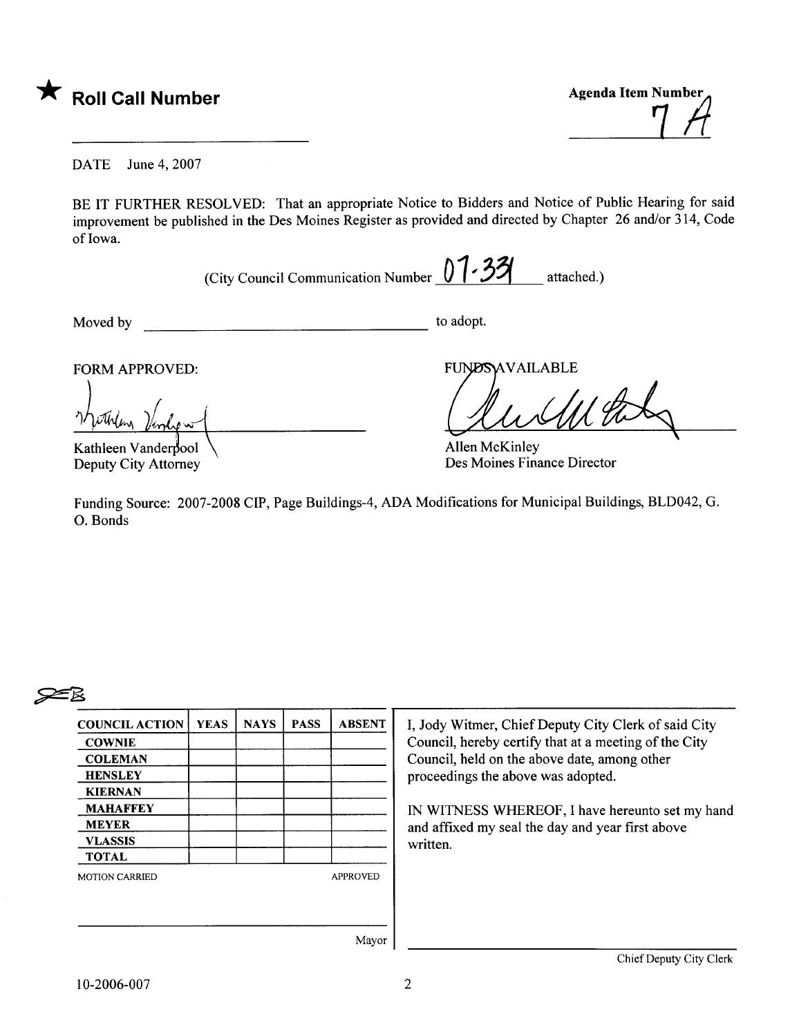★ **Roll Call Number**

**Agenda Item Number**
7 A

DATE June 4, 2007

BE IT FURTHER RESOLVED: That an appropriate Notice to Bidders and Notice of Public Hearing for said improvement be published in the Des Moines Register as provided and directed by Chapter 26 and/or 314, Code of Iowa.

(City Council Communication Number 07-331 attached.)

Moved by ______________________ to adopt.

FORM APPROVED:

Kathleen Vanderpool
Deputy City Attorney

FUNDS AVAILABLE

Allen McKinley
Des Moines Finance Director

Funding Source: 2007-2008 CIP, Page Buildings-4, ADA Modifications for Municipal Buildings, BLD042, G. O. Bonds

| COUNCIL ACTION | YEAS | NAYS | PASS | ABSENT |
|---|---|---|---|---|
| COWNIE | | | | |
| COLEMAN | | | | |
| HENSLEY | | | | |
| KIERNAN | | | | |
| MAHAFFEY | | | | |
| MEYER | | | | |
| VLASSIS | | | | |
| TOTAL | | | | |

MOTION CARRIED APPROVED

_______________________ Mayor

I, Jody Witmer, Chief Deputy City Clerk of said City Council, hereby certify that at a meeting of the City Council, held on the above date, among other proceedings the above was adopted.

IN WITNESS WHEREOF, I have hereunto set my hand and affixed my seal the day and year first above written.

_______________________
Chief Deputy City Clerk

10-2006-007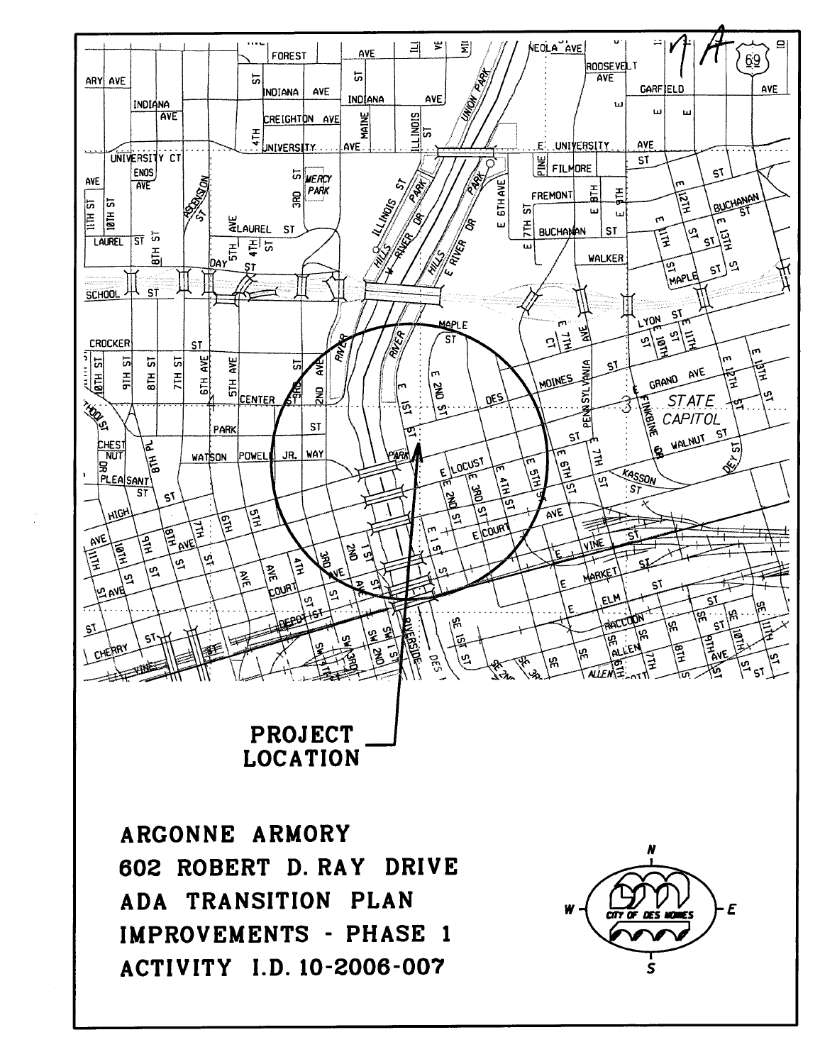PROJECT LOCATION

**ARGONNE ARMORY**
**602 ROBERT D. RAY DRIVE**
**ADA TRANSITION PLAN**
**IMPROVEMENTS - PHASE 1**
**ACTIVITY I.D. 10-2006-007**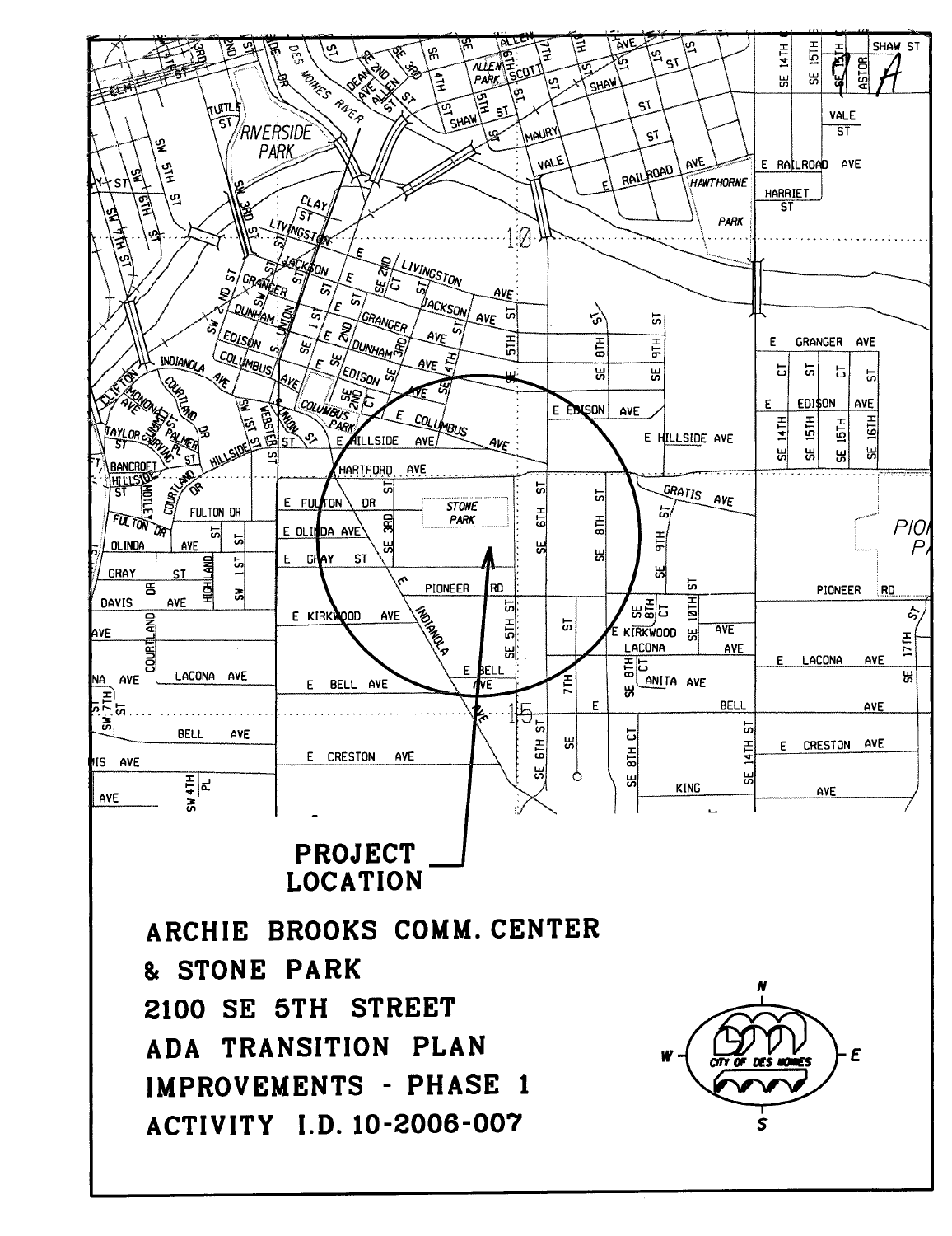PROJECT LOCATION

**ARCHIE BROOKS COMM. CENTER**

**& STONE PARK**

**2100 SE 5TH STREET**

**ADA TRANSITION PLAN**

**IMPROVEMENTS - PHASE 1**

**ACTIVITY I.D. 10-2006-007**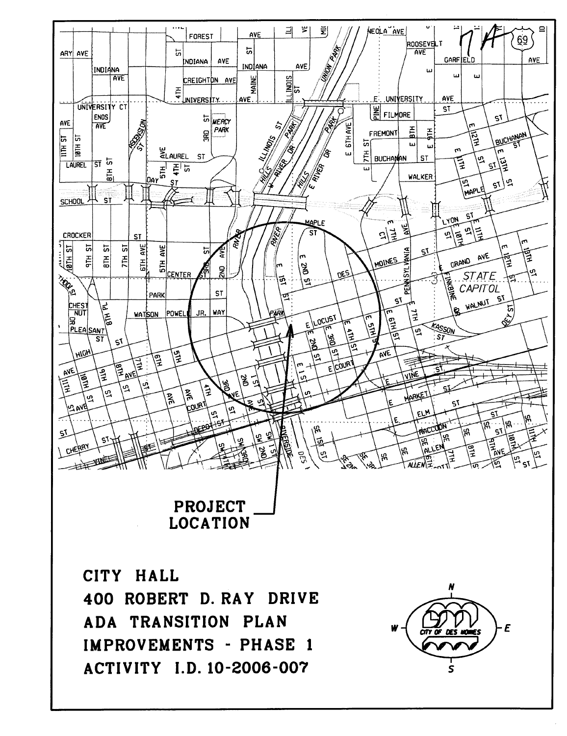PROJECT LOCATION

**CITY HALL**

**400 ROBERT D. RAY DRIVE**

**ADA TRANSITION PLAN**

**IMPROVEMENTS - PHASE 1**

**ACTIVITY I.D. 10-2006-007**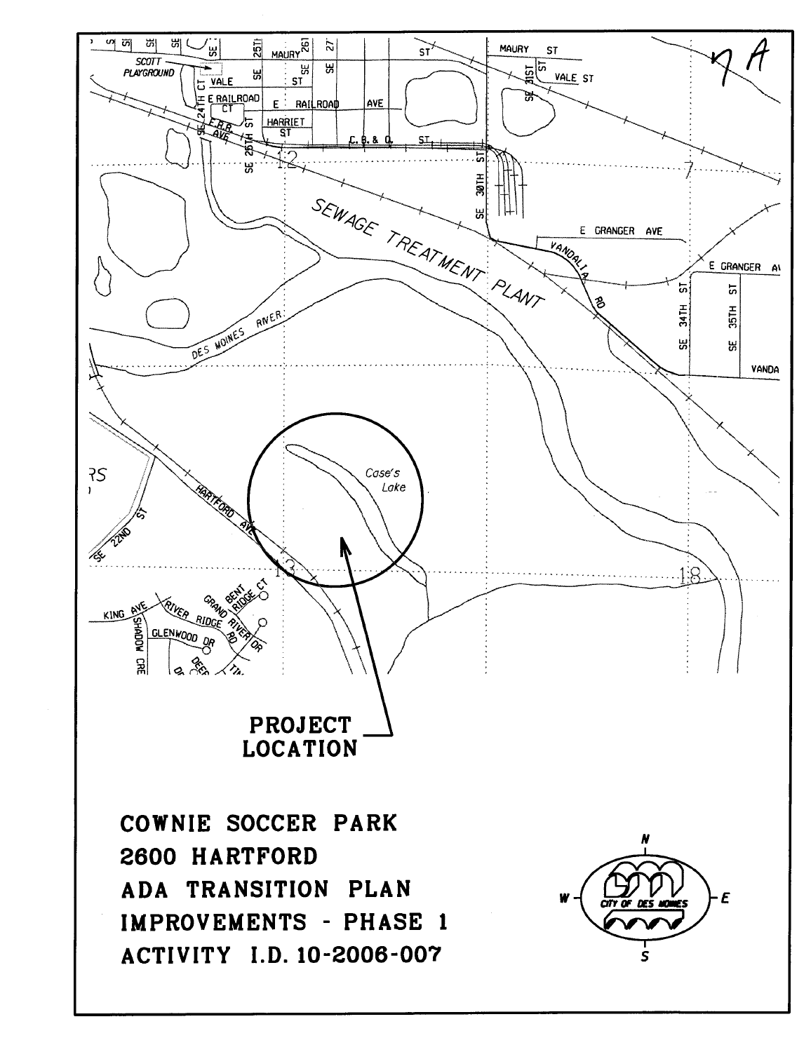7A

PROJECT LOCATION

**COWNIE SOCCER PARK**
**2600 HARTFORD**
**ADA TRANSITION PLAN**
**IMPROVEMENTS - PHASE 1**
**ACTIVITY I.D. 10-2006-007**

CITY OF DES MOINES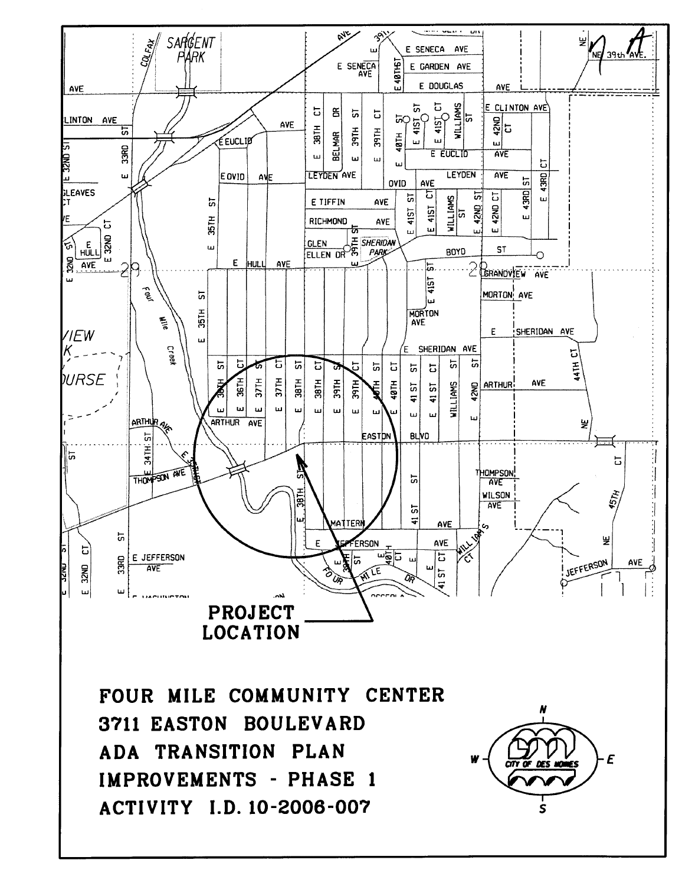PROJECT LOCATION

**FOUR MILE COMMUNITY CENTER**
**3711 EASTON BOULEVARD**
**ADA TRANSITION PLAN**
**IMPROVEMENTS - PHASE 1**
**ACTIVITY I.D. 10-2006-007**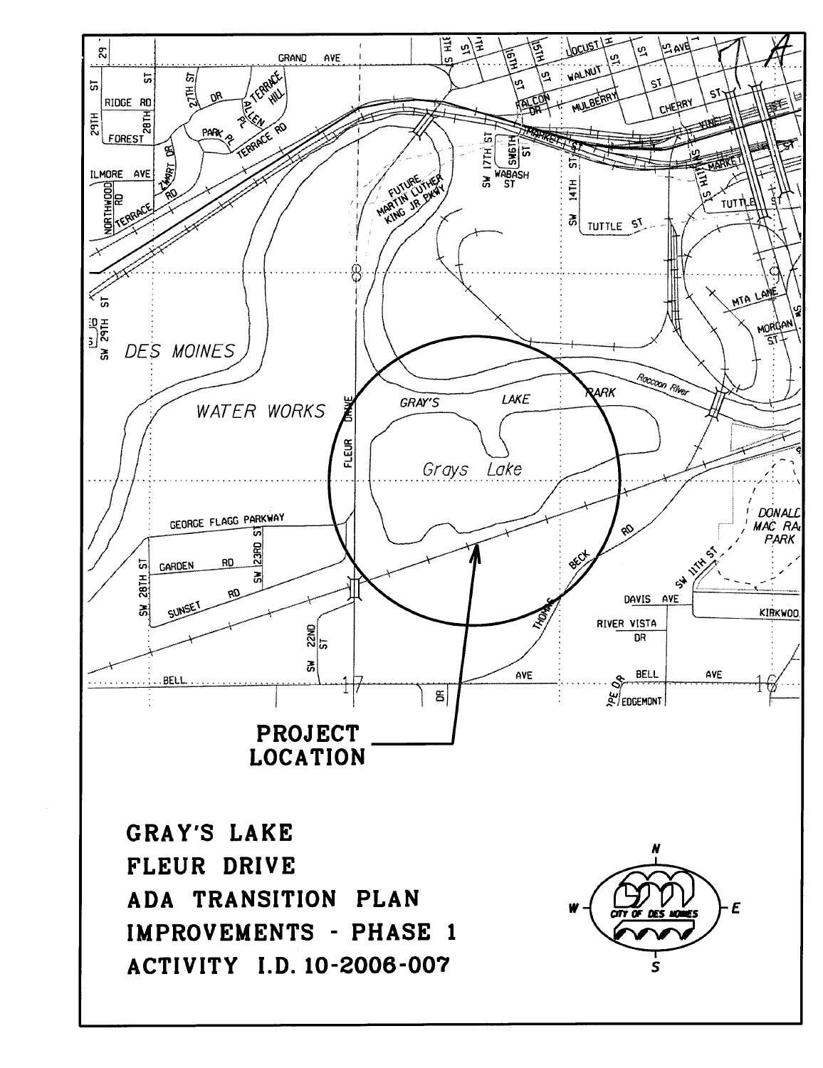PROJECT LOCATION

**GRAY'S LAKE**
**FLEUR DRIVE**
**ADA TRANSITION PLAN**
**IMPROVEMENTS - PHASE 1**
**ACTIVITY I.D. 10-2006-007**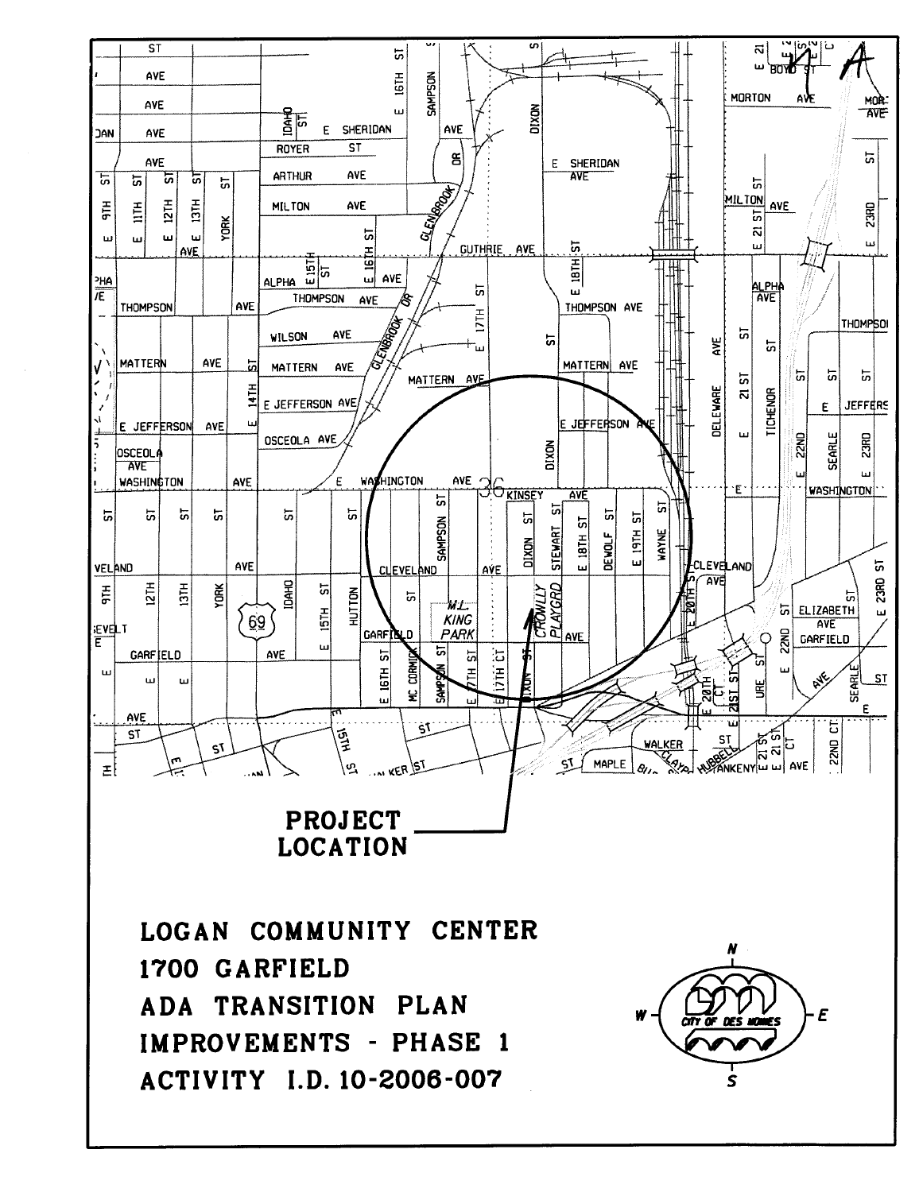PROJECT LOCATION

**LOGAN COMMUNITY CENTER**
**1700 GARFIELD**
**ADA TRANSITION PLAN**
**IMPROVEMENTS - PHASE 1**
**ACTIVITY I.D. 10-2006-007**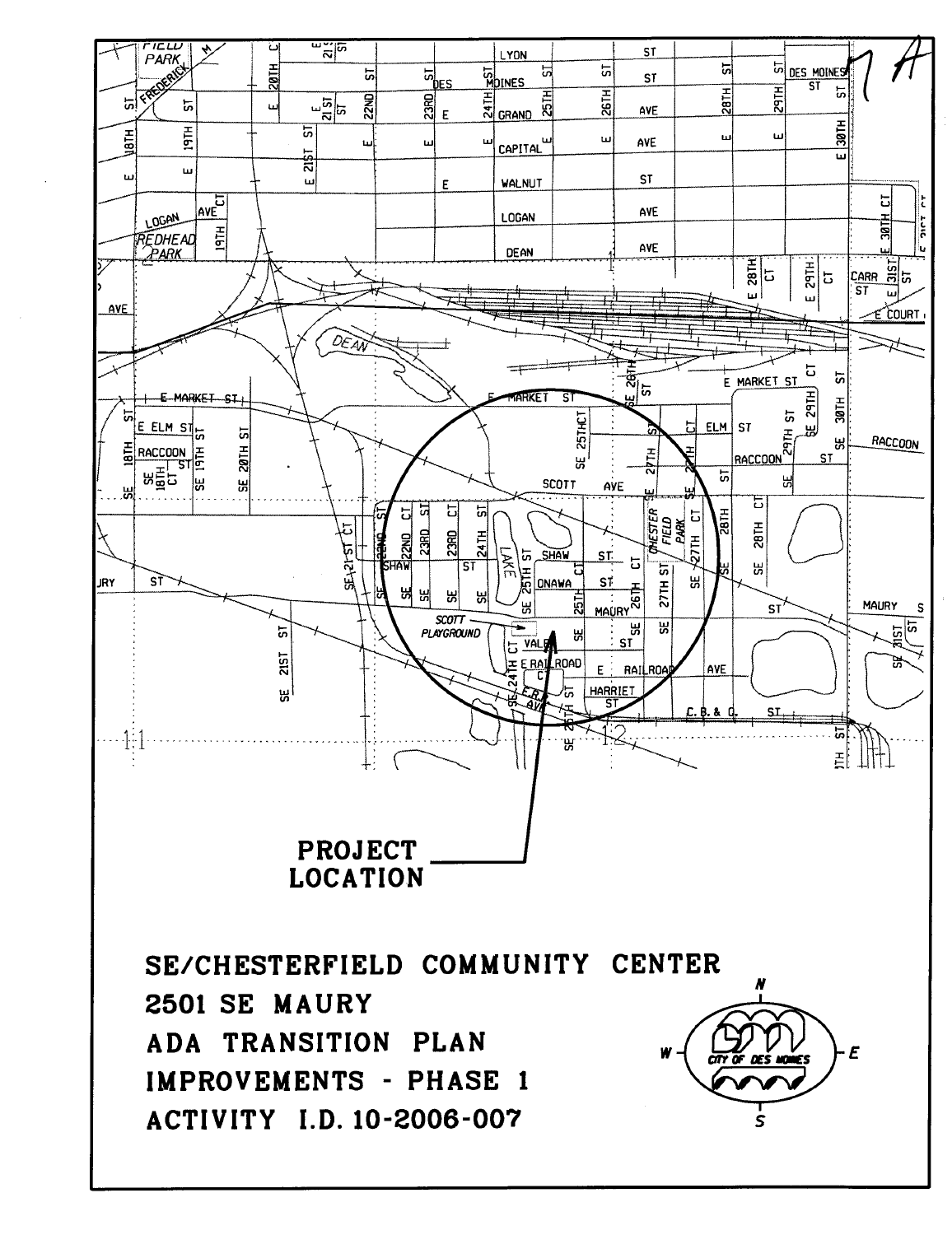7A

PROJECT LOCATION

**SE/CHESTERFIELD COMMUNITY CENTER**

**2501 SE MAURY**

**ADA TRANSITION PLAN**

**IMPROVEMENTS - PHASE 1**

**ACTIVITY I.D. 10-2006-007**

CITY OF DES MOINES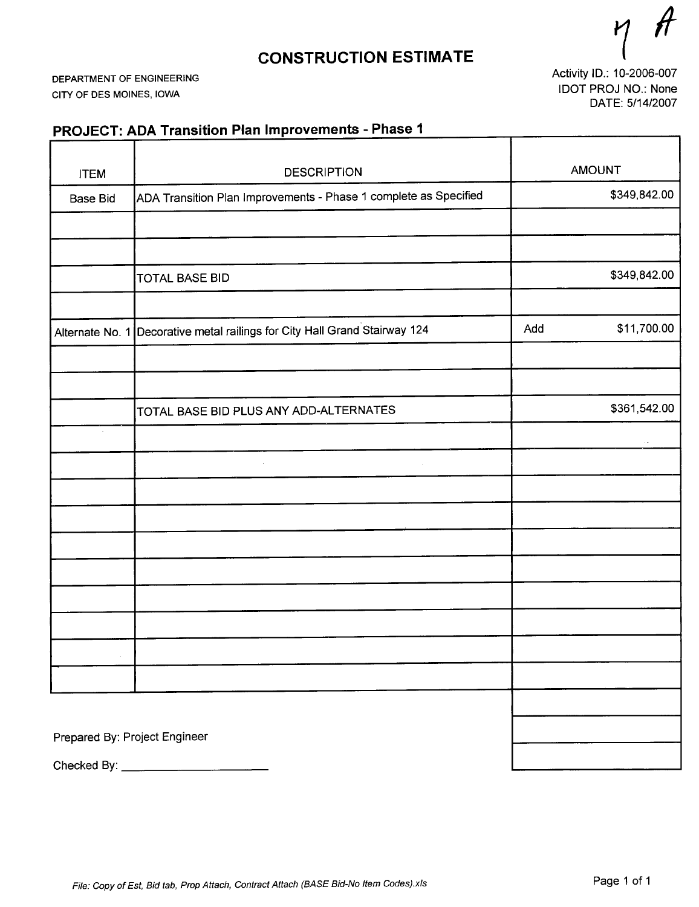7 A

# CONSTRUCTION ESTIMATE

DEPARTMENT OF ENGINEERING
CITY OF DES MOINES, IOWA

Activity ID.: 10-2006-007
IDOT PROJ NO.: None
DATE: 5/14/2007

## PROJECT: ADA Transition Plan Improvements - Phase 1

| ITEM | DESCRIPTION | AMOUNT |
|---|---|---|
| Base Bid | ADA Transition Plan Improvements - Phase 1 complete as Specified | $349,842.00 |
| | | |
| | | |
| | TOTAL BASE BID | $349,842.00 |
| | | |
| Alternate No. 1 | Decorative metal railings for City Hall Grand Stairway 124 | Add $11,700.00 |
| | | |
| | | |
| | TOTAL BASE BID PLUS ANY ADD-ALTERNATES | $361,542.00 |

Prepared By: Project Engineer

Checked By: ______________________

*File: Copy of Est, Bid tab, Prop Attach, Contract Attach (BASE Bid-No Item Codes).xls*